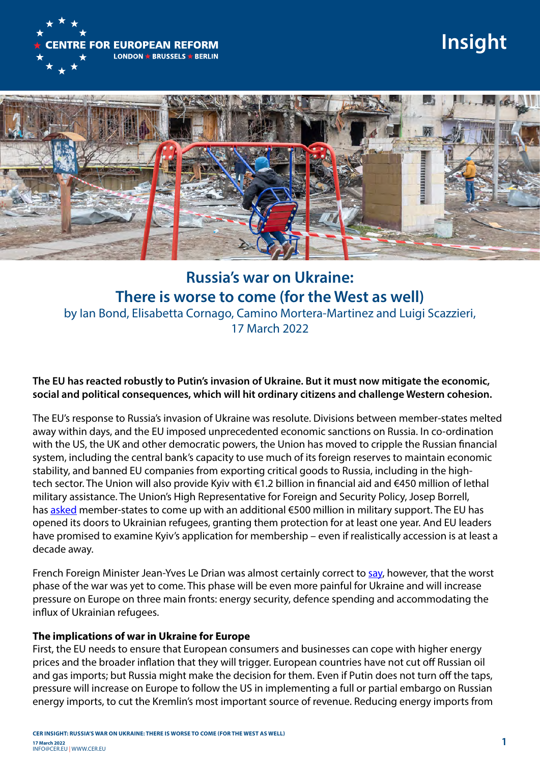# Russia's war on Ukraine: There is worse to come (for the West as well)

by Ian Bond, Elisabetta Cornago, Camino Mortera-Martinez and Luigi Scazzieri, 17 March 2022

**The EU has reacted robustly to Putin's invasion of Ukraine. But it must now mitigate the economic, social and political consequences, which will hit ordinary citizens and challenge Western cohesion.**

The EU's response to Russia's invasion of Ukraine was resolute. Divisions between member-states melted away within days, and the EU imposed unprecedented economic sanctions on Russia. In co-ordination with the US, the UK and other democratic powers, the Union has moved to cripple the Russian financial system, including the central bank's capacity to use much of its foreign reserves to maintain economic stability, and banned EU companies from exporting critical goods to Russia, including in the high-tech sector. The Union will also provide Kyiv with €1.2 billion in financial aid and €450 million of lethal military assistance. The Union's High Representative for Foreign and Security Policy, Josep Borrell, has asked member-states to come up with an additional €500 million in military support. The EU has opened its doors to Ukrainian refugees, granting them protection for at least one year. And EU leaders have promised to examine Kyiv's application for membership – even if realistically accession is at least a decade away.

French Foreign Minister Jean-Yves Le Drian was almost certainly correct to say, however, that the worst phase of the war was yet to come. This phase will be even more painful for Ukraine and will increase pressure on Europe on three main fronts: energy security, defence spending and accommodating the influx of Ukrainian refugees.

### The implications of war in Ukraine for Europe

First, the EU needs to ensure that European consumers and businesses can cope with higher energy prices and the broader inflation that they will trigger. European countries have not cut off Russian oil and gas imports; but Russia might make the decision for them. Even if Putin does not turn off the taps, pressure will increase on Europe to follow the US in implementing a full or partial embargo on Russian energy imports, to cut the Kremlin's most important source of revenue. Reducing energy imports from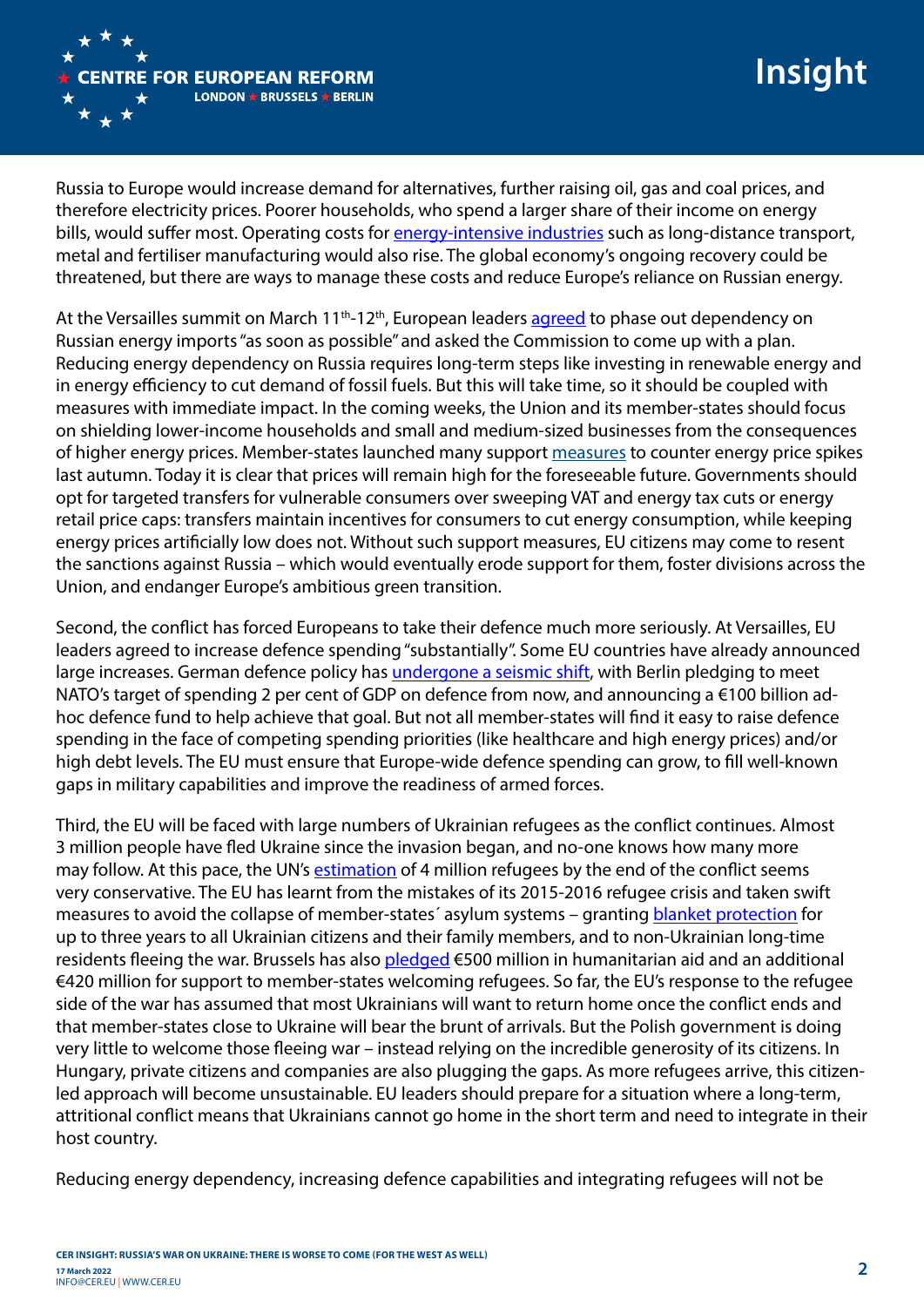Russia to Europe would increase demand for alternatives, further raising oil, gas and coal prices, and therefore electricity prices. Poorer households, who spend a larger share of their income on energy bills, would suffer most. Operating costs for energy-intensive industries such as long-distance transport, metal and fertiliser manufacturing would also rise. The global economy's ongoing recovery could be threatened, but there are ways to manage these costs and reduce Europe's reliance on Russian energy.

At the Versailles summit on March 11th-12th, European leaders agreed to phase out dependency on Russian energy imports "as soon as possible" and asked the Commission to come up with a plan. Reducing energy dependency on Russia requires long-term steps like investing in renewable energy and in energy efficiency to cut demand of fossil fuels. But this will take time, so it should be coupled with measures with immediate impact. In the coming weeks, the Union and its member-states should focus on shielding lower-income households and small and medium-sized businesses from the consequences of higher energy prices. Member-states launched many support measures to counter energy price spikes last autumn. Today it is clear that prices will remain high for the foreseeable future. Governments should opt for targeted transfers for vulnerable consumers over sweeping VAT and energy tax cuts or energy retail price caps: transfers maintain incentives for consumers to cut energy consumption, while keeping energy prices artificially low does not. Without such support measures, EU citizens may come to resent the sanctions against Russia – which would eventually erode support for them, foster divisions across the Union, and endanger Europe's ambitious green transition.

Second, the conflict has forced Europeans to take their defence much more seriously. At Versailles, EU leaders agreed to increase defence spending "substantially". Some EU countries have already announced large increases. German defence policy has undergone a seismic shift, with Berlin pledging to meet NATO's target of spending 2 per cent of GDP on defence from now, and announcing a €100 billion ad-hoc defence fund to help achieve that goal. But not all member-states will find it easy to raise defence spending in the face of competing spending priorities (like healthcare and high energy prices) and/or high debt levels. The EU must ensure that Europe-wide defence spending can grow, to fill well-known gaps in military capabilities and improve the readiness of armed forces.

Third, the EU will be faced with large numbers of Ukrainian refugees as the conflict continues. Almost 3 million people have fled Ukraine since the invasion began, and no-one knows how many more may follow. At this pace, the UN's estimation of 4 million refugees by the end of the conflict seems very conservative. The EU has learnt from the mistakes of its 2015-2016 refugee crisis and taken swift measures to avoid the collapse of member-states´ asylum systems – granting blanket protection for up to three years to all Ukrainian citizens and their family members, and to non-Ukrainian long-time residents fleeing the war. Brussels has also pledged €500 million in humanitarian aid and an additional €420 million for support to member-states welcoming refugees. So far, the EU's response to the refugee side of the war has assumed that most Ukrainians will want to return home once the conflict ends and that member-states close to Ukraine will bear the brunt of arrivals. But the Polish government is doing very little to welcome those fleeing war – instead relying on the incredible generosity of its citizens. In Hungary, private citizens and companies are also plugging the gaps. As more refugees arrive, this citizen-led approach will become unsustainable. EU leaders should prepare for a situation where a long-term, attritional conflict means that Ukrainians cannot go home in the short term and need to integrate in their host country.

Reducing energy dependency, increasing defence capabilities and integrating refugees will not be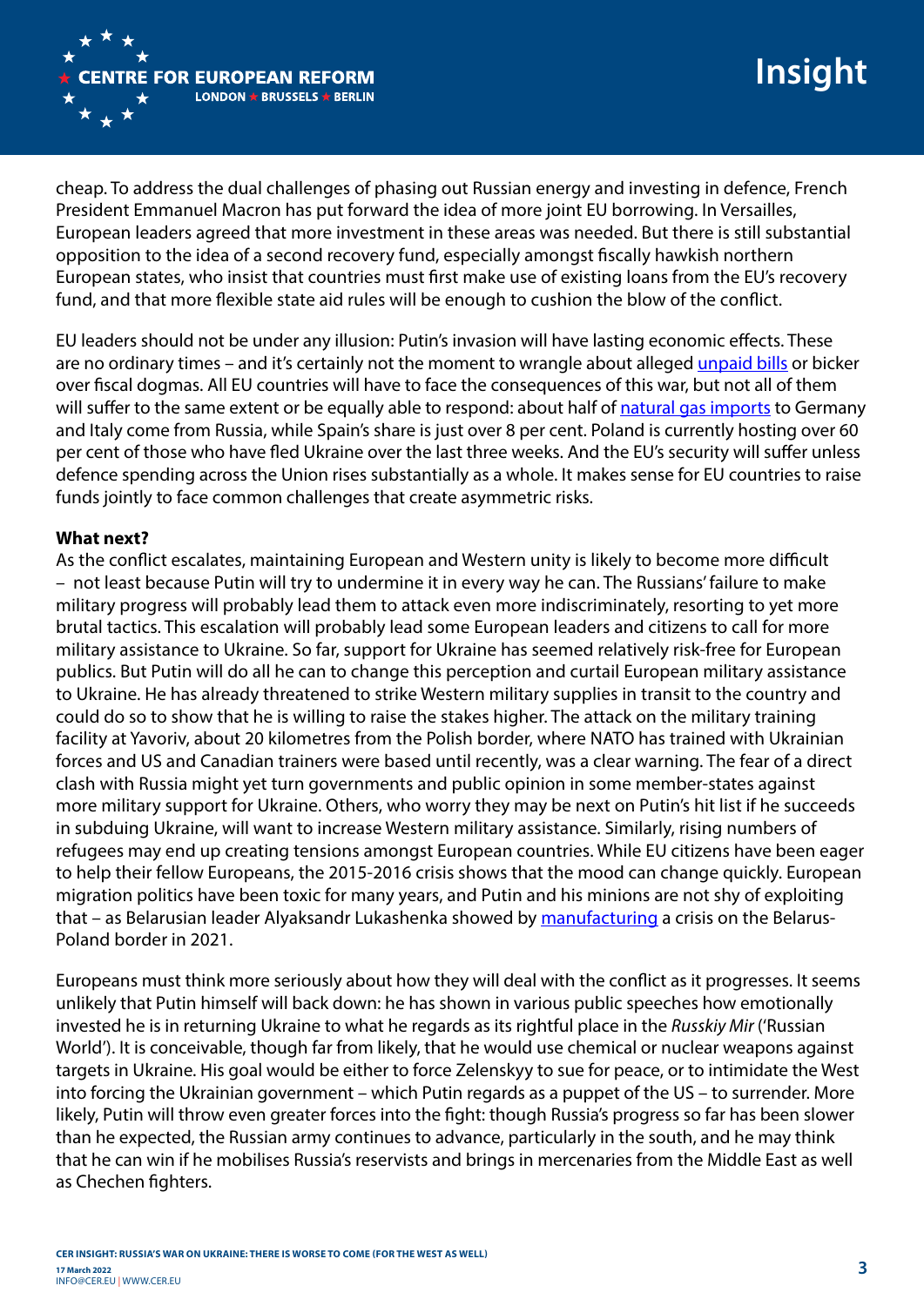cheap. To address the dual challenges of phasing out Russian energy and investing in defence, French President Emmanuel Macron has put forward the idea of more joint EU borrowing. In Versailles, European leaders agreed that more investment in these areas was needed. But there is still substantial opposition to the idea of a second recovery fund, especially amongst fiscally hawkish northern European states, who insist that countries must first make use of existing loans from the EU's recovery fund, and that more flexible state aid rules will be enough to cushion the blow of the conflict.

EU leaders should not be under any illusion: Putin's invasion will have lasting economic effects. These are no ordinary times – and it's certainly not the moment to wrangle about alleged unpaid bills or bicker over fiscal dogmas. All EU countries will have to face the consequences of this war, but not all of them will suffer to the same extent or be equally able to respond: about half of natural gas imports to Germany and Italy come from Russia, while Spain's share is just over 8 per cent. Poland is currently hosting over 60 per cent of those who have fled Ukraine over the last three weeks. And the EU's security will suffer unless defence spending across the Union rises substantially as a whole. It makes sense for EU countries to raise funds jointly to face common challenges that create asymmetric risks.

**What next?**

As the conflict escalates, maintaining European and Western unity is likely to become more difficult – not least because Putin will try to undermine it in every way he can. The Russians' failure to make military progress will probably lead them to attack even more indiscriminately, resorting to yet more brutal tactics. This escalation will probably lead some European leaders and citizens to call for more military assistance to Ukraine. So far, support for Ukraine has seemed relatively risk-free for European publics. But Putin will do all he can to change this perception and curtail European military assistance to Ukraine. He has already threatened to strike Western military supplies in transit to the country and could do so to show that he is willing to raise the stakes higher. The attack on the military training facility at Yavoriv, about 20 kilometres from the Polish border, where NATO has trained with Ukrainian forces and US and Canadian trainers were based until recently, was a clear warning. The fear of a direct clash with Russia might yet turn governments and public opinion in some member-states against more military support for Ukraine. Others, who worry they may be next on Putin's hit list if he succeeds in subduing Ukraine, will want to increase Western military assistance. Similarly, rising numbers of refugees may end up creating tensions amongst European countries. While EU citizens have been eager to help their fellow Europeans, the 2015-2016 crisis shows that the mood can change quickly. European migration politics have been toxic for many years, and Putin and his minions are not shy of exploiting that – as Belarusian leader Alyaksandr Lukashenka showed by manufacturing a crisis on the Belarus-Poland border in 2021.

Europeans must think more seriously about how they will deal with the conflict as it progresses. It seems unlikely that Putin himself will back down: he has shown in various public speeches how emotionally invested he is in returning Ukraine to what he regards as its rightful place in the *Russkiy Mir* ('Russian World'). It is conceivable, though far from likely, that he would use chemical or nuclear weapons against targets in Ukraine. His goal would be either to force Zelenskyy to sue for peace, or to intimidate the West into forcing the Ukrainian government – which Putin regards as a puppet of the US – to surrender. More likely, Putin will throw even greater forces into the fight: though Russia's progress so far has been slower than he expected, the Russian army continues to advance, particularly in the south, and he may think that he can win if he mobilises Russia's reservists and brings in mercenaries from the Middle East as well as Chechen fighters.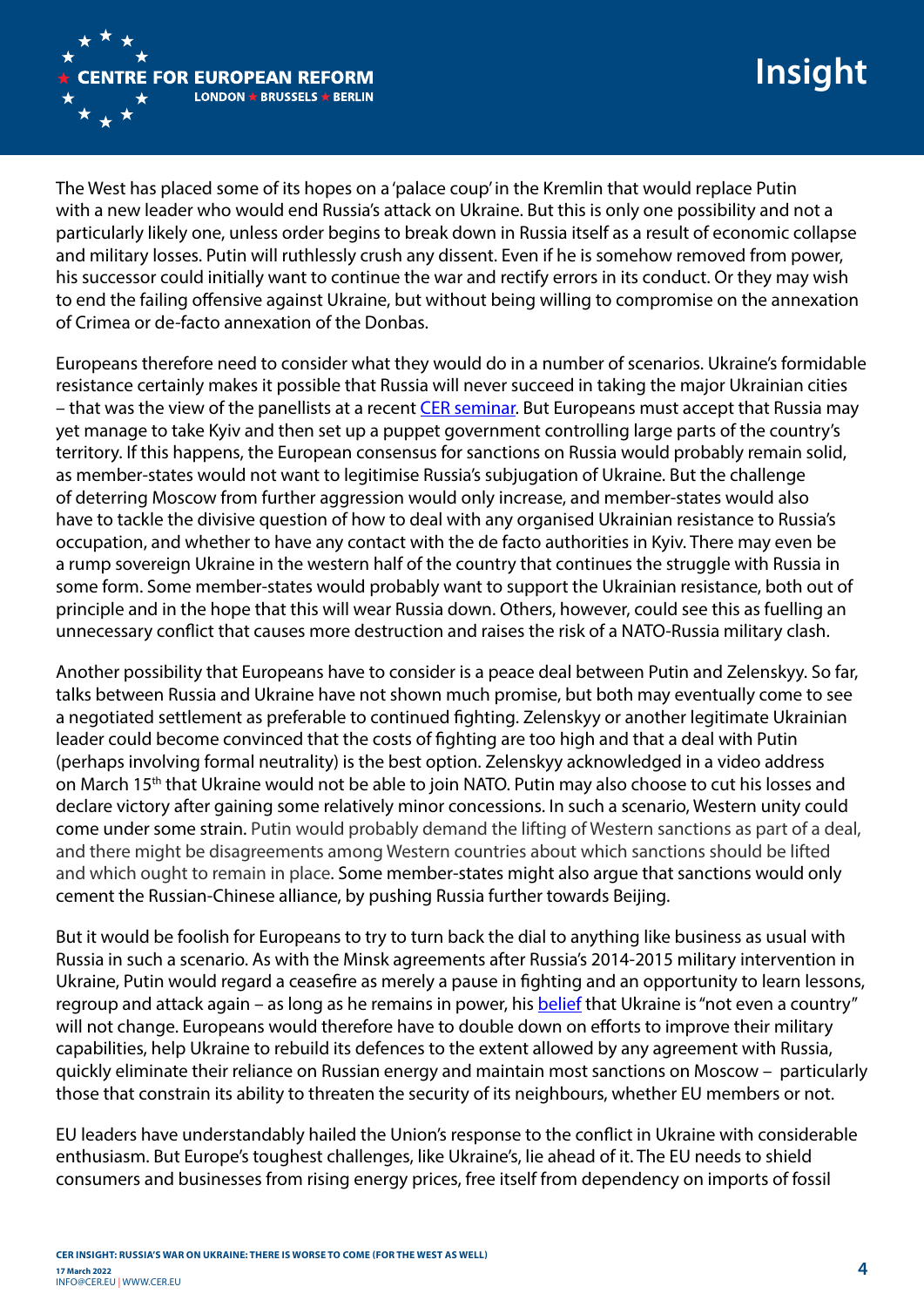The West has placed some of its hopes on a 'palace coup' in the Kremlin that would replace Putin with a new leader who would end Russia's attack on Ukraine. But this is only one possibility and not a particularly likely one, unless order begins to break down in Russia itself as a result of economic collapse and military losses. Putin will ruthlessly crush any dissent. Even if he is somehow removed from power, his successor could initially want to continue the war and rectify errors in its conduct. Or they may wish to end the failing offensive against Ukraine, but without being willing to compromise on the annexation of Crimea or de-facto annexation of the Donbas.

Europeans therefore need to consider what they would do in a number of scenarios. Ukraine's formidable resistance certainly makes it possible that Russia will never succeed in taking the major Ukrainian cities – that was the view of the panellists at a recent CER seminar. But Europeans must accept that Russia may yet manage to take Kyiv and then set up a puppet government controlling large parts of the country's territory. If this happens, the European consensus for sanctions on Russia would probably remain solid, as member-states would not want to legitimise Russia's subjugation of Ukraine. But the challenge of deterring Moscow from further aggression would only increase, and member-states would also have to tackle the divisive question of how to deal with any organised Ukrainian resistance to Russia's occupation, and whether to have any contact with the de facto authorities in Kyiv. There may even be a rump sovereign Ukraine in the western half of the country that continues the struggle with Russia in some form. Some member-states would probably want to support the Ukrainian resistance, both out of principle and in the hope that this will wear Russia down. Others, however, could see this as fuelling an unnecessary conflict that causes more destruction and raises the risk of a NATO-Russia military clash.

Another possibility that Europeans have to consider is a peace deal between Putin and Zelenskyy. So far, talks between Russia and Ukraine have not shown much promise, but both may eventually come to see a negotiated settlement as preferable to continued fighting. Zelenskyy or another legitimate Ukrainian leader could become convinced that the costs of fighting are too high and that a deal with Putin (perhaps involving formal neutrality) is the best option. Zelenskyy acknowledged in a video address on March 15th that Ukraine would not be able to join NATO. Putin may also choose to cut his losses and declare victory after gaining some relatively minor concessions. In such a scenario, Western unity could come under some strain. Putin would probably demand the lifting of Western sanctions as part of a deal, and there might be disagreements among Western countries about which sanctions should be lifted and which ought to remain in place. Some member-states might also argue that sanctions would only cement the Russian-Chinese alliance, by pushing Russia further towards Beijing.

But it would be foolish for Europeans to try to turn back the dial to anything like business as usual with Russia in such a scenario. As with the Minsk agreements after Russia's 2014-2015 military intervention in Ukraine, Putin would regard a ceasefire as merely a pause in fighting and an opportunity to learn lessons, regroup and attack again – as long as he remains in power, his belief that Ukraine is "not even a country" will not change. Europeans would therefore have to double down on efforts to improve their military capabilities, help Ukraine to rebuild its defences to the extent allowed by any agreement with Russia, quickly eliminate their reliance on Russian energy and maintain most sanctions on Moscow – particularly those that constrain its ability to threaten the security of its neighbours, whether EU members or not.

EU leaders have understandably hailed the Union's response to the conflict in Ukraine with considerable enthusiasm. But Europe's toughest challenges, like Ukraine's, lie ahead of it. The EU needs to shield consumers and businesses from rising energy prices, free itself from dependency on imports of fossil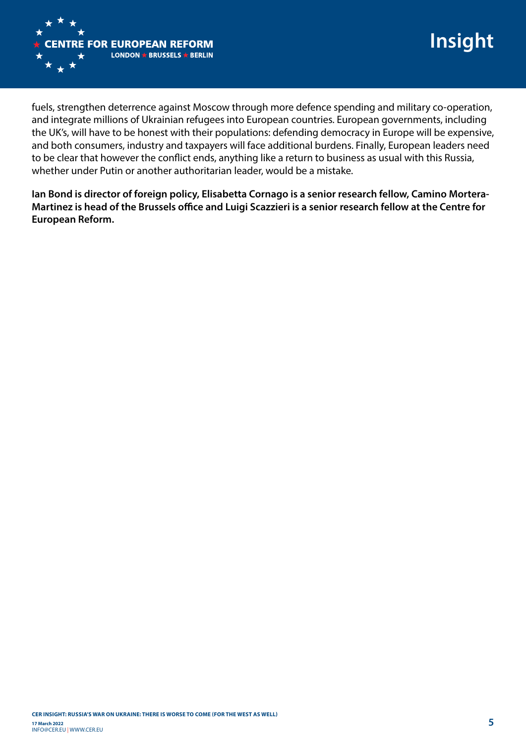fuels, strengthen deterrence against Moscow through more defence spending and military co-operation, and integrate millions of Ukrainian refugees into European countries. European governments, including the UK's, will have to be honest with their populations: defending democracy in Europe will be expensive, and both consumers, industry and taxpayers will face additional burdens. Finally, European leaders need to be clear that however the conflict ends, anything like a return to business as usual with this Russia, whether under Putin or another authoritarian leader, would be a mistake.

**Ian Bond is director of foreign policy, Elisabetta Cornago is a senior research fellow, Camino Mortera-Martinez is head of the Brussels office and Luigi Scazzieri is a senior research fellow at the Centre for European Reform.**